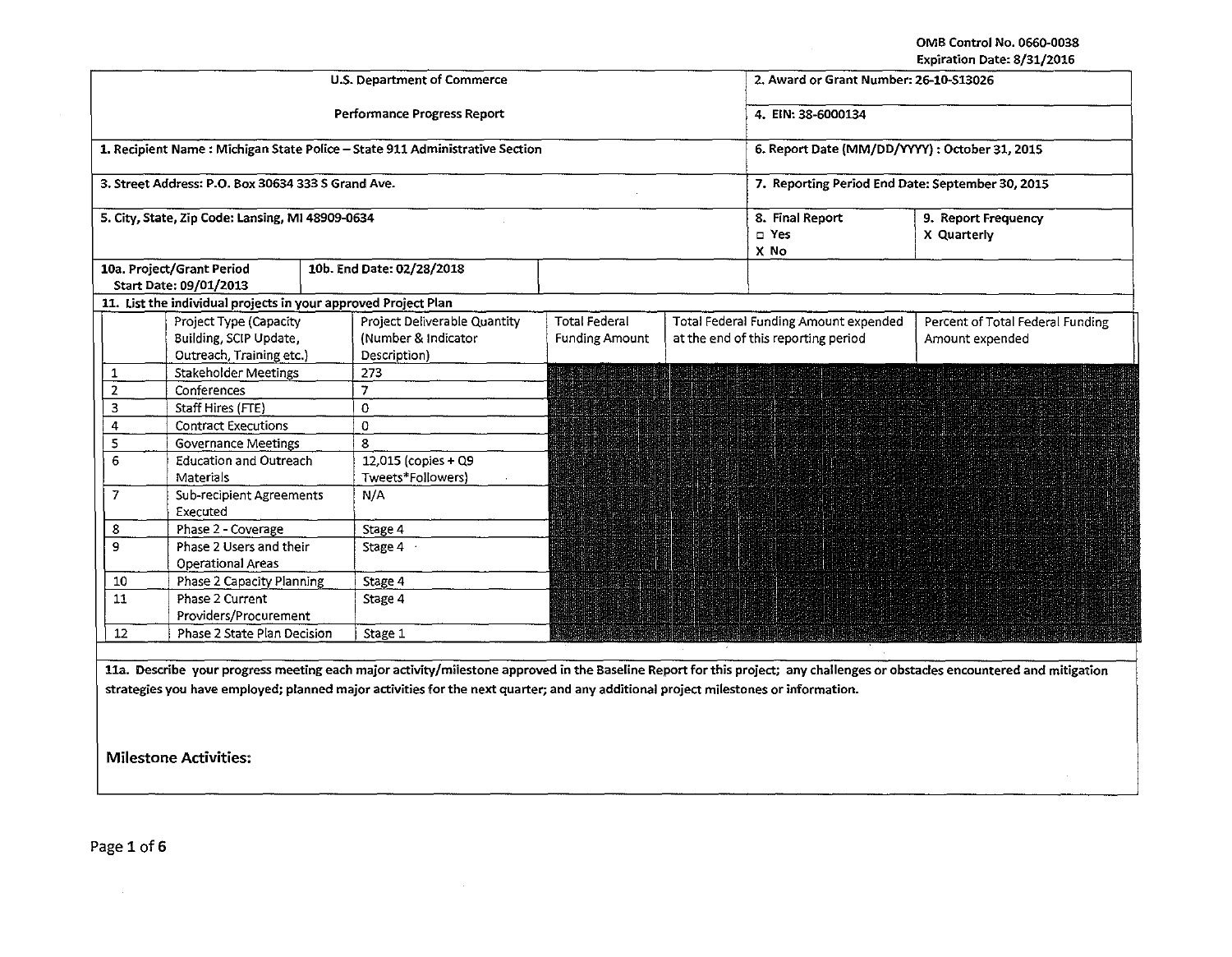OMB Control No. 0660-0038
Expiration Date: 8/31/2016

| U.S. Department of Commerce<br>Performance Progress Report | 2. Award or Grant Number: 26-10-S13026 |
|---|---|
| | 4. EIN: 38-6000134 |
| 1. Recipient Name : Michigan State Police – State 911 Administrative Section | 6. Report Date (MM/DD/YYYY) : October 31, 2015 |
| 3. Street Address: P.O. Box 30634 333 S Grand Ave. | 7. Reporting Period End Date: September 30, 2015 |
| 5. City, State, Zip Code: Lansing, MI 48909-0634 | 8. Final Report<br>□ Yes<br>X No<br>9. Report Frequency<br>X Quarterly |
| 10a. Project/Grant Period Start Date: 09/01/2013 | 10b. End Date: 02/28/2018 |

11. List the individual projects in your approved Project Plan

| | Project Type (Capacity Building, SCIP Update, Outreach, Training etc.) | Project Deliverable Quantity (Number & Indicator Description) | Total Federal Funding Amount | Total Federal Funding Amount expended at the end of this reporting period | Percent of Total Federal Funding Amount expended |
|---|---|---|---|---|---|
| 1 | Stakeholder Meetings | 273 | | | |
| 2 | Conferences | 7 | | | |
| 3 | Staff Hires (FTE) | 0 | | | |
| 4 | Contract Executions | 0 | | | |
| 5 | Governance Meetings | 8 | | | |
| 6 | Education and Outreach Materials | 12,015 (copies + Q9 Tweets*Followers) | | | |
| 7 | Sub-recipient Agreements Executed | N/A | | | |
| 8 | Phase 2 - Coverage | Stage 4 | | | |
| 9 | Phase 2 Users and their Operational Areas | Stage 4 | | | |
| 10 | Phase 2 Capacity Planning | Stage 4 | | | |
| 11 | Phase 2 Current Providers/Procurement | Stage 4 | | | |
| 12 | Phase 2 State Plan Decision | Stage 1 | | | |

11a. Describe your progress meeting each major activity/milestone approved in the Baseline Report for this project; any challenges or obstacles encountered and mitigation strategies you have employed; planned major activities for the next quarter; and any additional project milestones or information.

## Milestone Activities: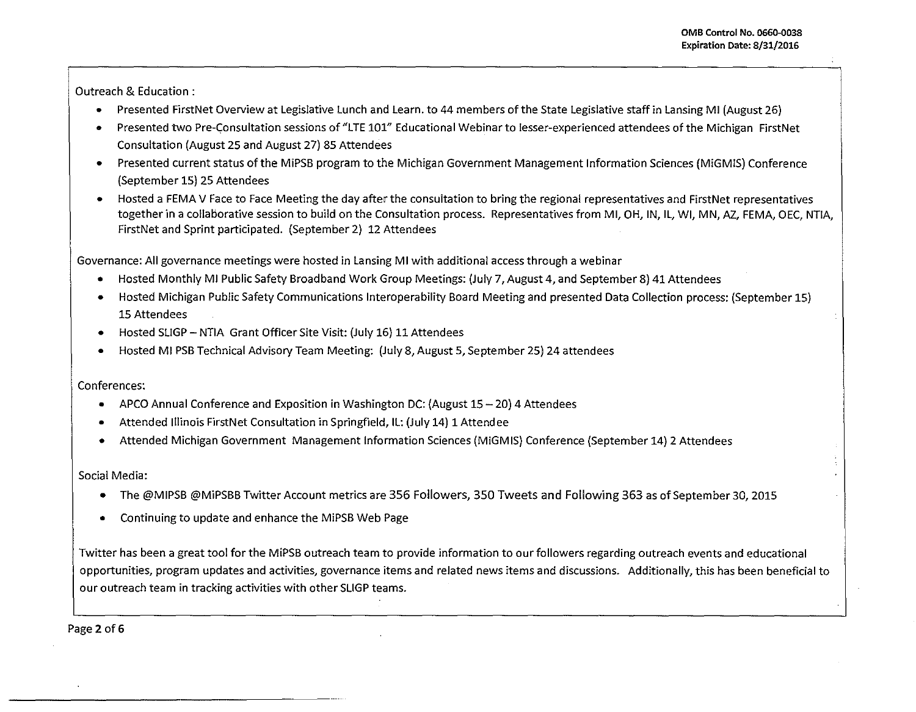Outreach & Education :

- Presented FirstNet Overview at Legislative Lunch and Learn. to 44 members of the State Legislative staff in Lansing MI (August 26)
- Presented two Pre-Consultation sessions of "LTE 101" Educational Webinar to lesser-experienced attendees of the Michigan FirstNet Consultation (August 25 and August 27) 85 Attendees
- Presented current status of the MiPSB program to the Michigan Government Management Information Sciences (MiGMIS) Conference (September 15) 25 Attendees
- Hosted a FEMA V Face to Face Meeting the day after the consultation to bring the regional representatives and FirstNet representatives together in a collaborative session to build on the Consultation process. Representatives from MI, OH, IN, IL, WI, MN, AZ, FEMA, OEC, NTIA, FirstNet and Sprint participated. (September 2) 12 Attendees

Governance: All governance meetings were hosted in Lansing MI with additional access through a webinar

- Hosted Monthly MI Public Safety Broadband Work Group Meetings: (July 7, August 4, and September 8) 41 Attendees
- Hosted Michigan Public Safety Communications Interoperability Board Meeting and presented Data Collection process: (September 15) 15 Attendees
- Hosted SLIGP – NTIA Grant Officer Site Visit: (July 16) 11 Attendees
- Hosted MI PSB Technical Advisory Team Meeting: (July 8, August 5, September 25) 24 attendees

Conferences:

- APCO Annual Conference and Exposition in Washington DC: (August 15 – 20) 4 Attendees
- Attended Illinois FirstNet Consultation in Springfield, IL: (July 14) 1 Attendee
- Attended Michigan Government Management Information Sciences (MiGMIS) Conference (September 14) 2 Attendees

Social Media:

- The @MIPSB @MiPSBB Twitter Account metrics are 356 Followers, 350 Tweets and Following 363 as of September 30, 2015
- Continuing to update and enhance the MiPSB Web Page

Twitter has been a great tool for the MiPSB outreach team to provide information to our followers regarding outreach events and educational opportunities, program updates and activities, governance items and related news items and discussions. Additionally, this has been beneficial to our outreach team in tracking activities with other SLIGP teams.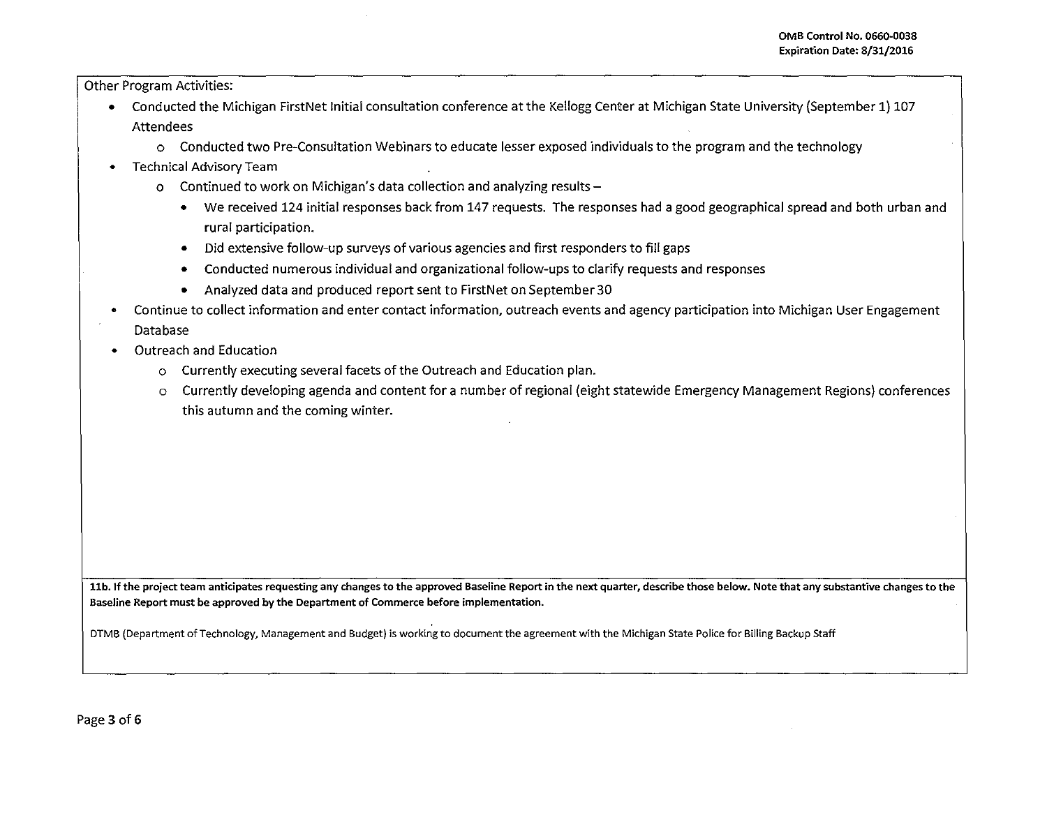Other Program Activities:

- Conducted the Michigan FirstNet Initial consultation conference at the Kellogg Center at Michigan State University (September 1) 107 Attendees
  - Conducted two Pre-Consultation Webinars to educate lesser exposed individuals to the program and the technology
- Technical Advisory Team
  - Continued to work on Michigan's data collection and analyzing results –
    - We received 124 initial responses back from 147 requests. The responses had a good geographical spread and both urban and rural participation.
    - Did extensive follow-up surveys of various agencies and first responders to fill gaps
    - Conducted numerous individual and organizational follow-ups to clarify requests and responses
    - Analyzed data and produced report sent to FirstNet on September 30
- Continue to collect information and enter contact information, outreach events and agency participation into Michigan User Engagement Database
- Outreach and Education
  - Currently executing several facets of the Outreach and Education plan.
  - Currently developing agenda and content for a number of regional (eight statewide Emergency Management Regions) conferences this autumn and the coming winter.

**11b. If the project team anticipates requesting any changes to the approved Baseline Report in the next quarter, describe those below. Note that any substantive changes to the Baseline Report must be approved by the Department of Commerce before implementation.**

DTMB (Department of Technology, Management and Budget) is working to document the agreement with the Michigan State Police for Billing Backup Staff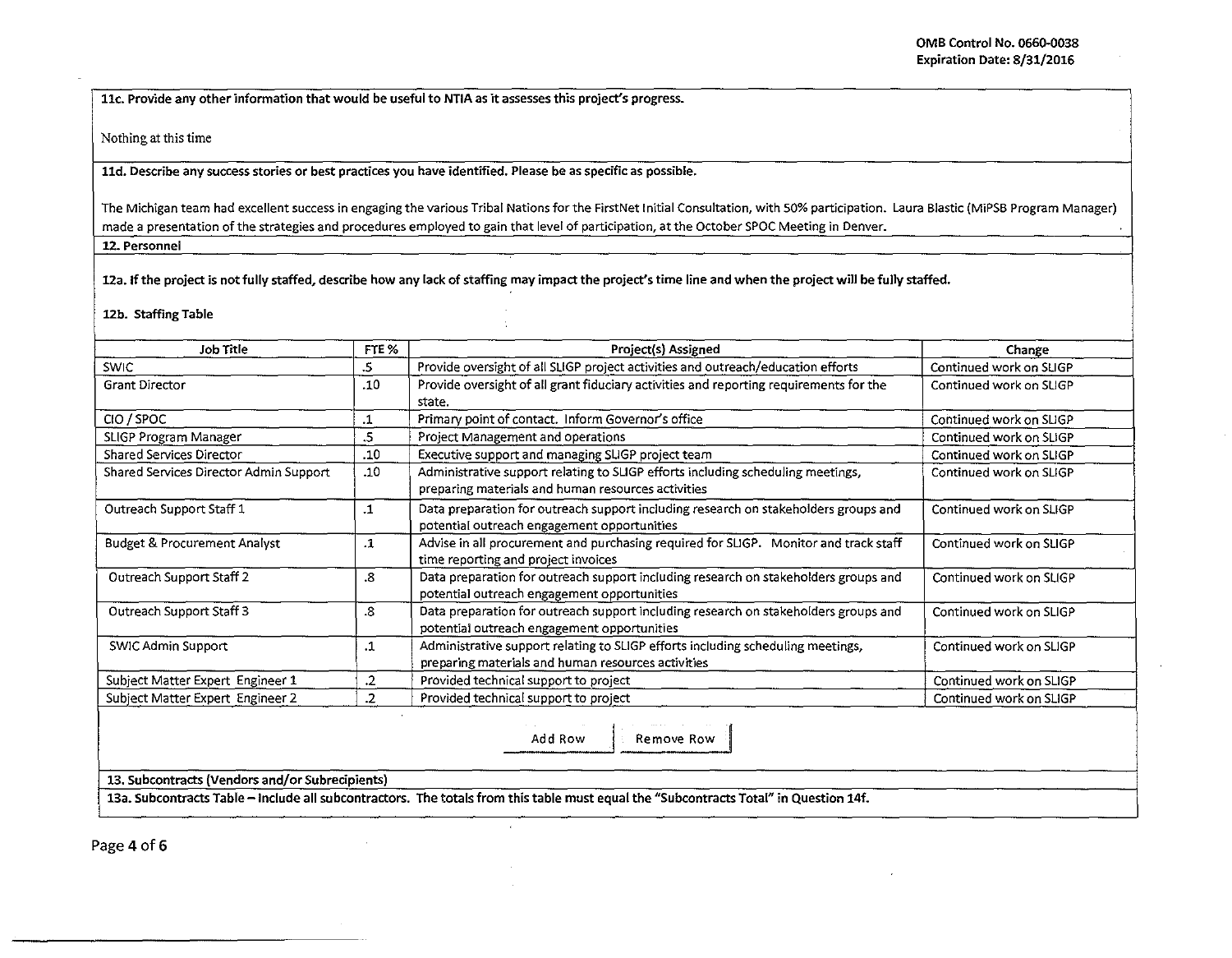**11c. Provide any other information that would be useful to NTIA as it assesses this project's progress.**

Nothing at this time

**11d. Describe any success stories or best practices you have identified. Please be as specific as possible.**

The Michigan team had excellent success in engaging the various Tribal Nations for the FirstNet Initial Consultation, with 50% participation. Laura Blastic (MiPSB Program Manager) made a presentation of the strategies and procedures employed to gain that level of participation, at the October SPOC Meeting in Denver.

**12. Personnel**

**12a. If the project is not fully staffed, describe how any lack of staffing may impact the project's time line and when the project will be fully staffed.**

**12b. Staffing Table**

| Job Title | FTE % | Project(s) Assigned | Change |
|---|---|---|---|
| SWIC | .5 | Provide oversight of all SLIGP project activities and outreach/education efforts | Continued work on SLIGP |
| Grant Director | .10 | Provide oversight of all grant fiduciary activities and reporting requirements for the state. | Continued work on SLIGP |
| CIO / SPOC | .1 | Primary point of contact. Inform Governor's office | Continued work on SLIGP |
| SLIGP Program Manager | .5 | Project Management and operations | Continued work on SLIGP |
| Shared Services Director | .10 | Executive support and managing SLIGP project team | Continued work on SLIGP |
| Shared Services Director Admin Support | .10 | Administrative support relating to SLIGP efforts including scheduling meetings, preparing materials and human resources activities | Continued work on SLIGP |
| Outreach Support Staff 1 | .1 | Data preparation for outreach support including research on stakeholders groups and potential outreach engagement opportunities | Continued work on SLIGP |
| Budget & Procurement Analyst | .1 | Advise in all procurement and purchasing required for SLIGP. Monitor and track staff time reporting and project invoices | Continued work on SLIGP |
| Outreach Support Staff 2 | .8 | Data preparation for outreach support including research on stakeholders groups and potential outreach engagement opportunities | Continued work on SLIGP |
| Outreach Support Staff 3 | .8 | Data preparation for outreach support including research on stakeholders groups and potential outreach engagement opportunities | Continued work on SLIGP |
| SWIC Admin Support | .1 | Administrative support relating to SLIGP efforts including scheduling meetings, preparing materials and human resources activities | Continued work on SLIGP |
| Subject Matter Expert Engineer 1 | .2 | Provided technical support to project | Continued work on SLIGP |
| Subject Matter Expert Engineer 2 | .2 | Provided technical support to project | Continued work on SLIGP |

Add Row | Remove Row

**13. Subcontracts (Vendors and/or Subrecipients)**

**13a. Subcontracts Table – Include all subcontractors. The totals from this table must equal the "Subcontracts Total" in Question 14f.**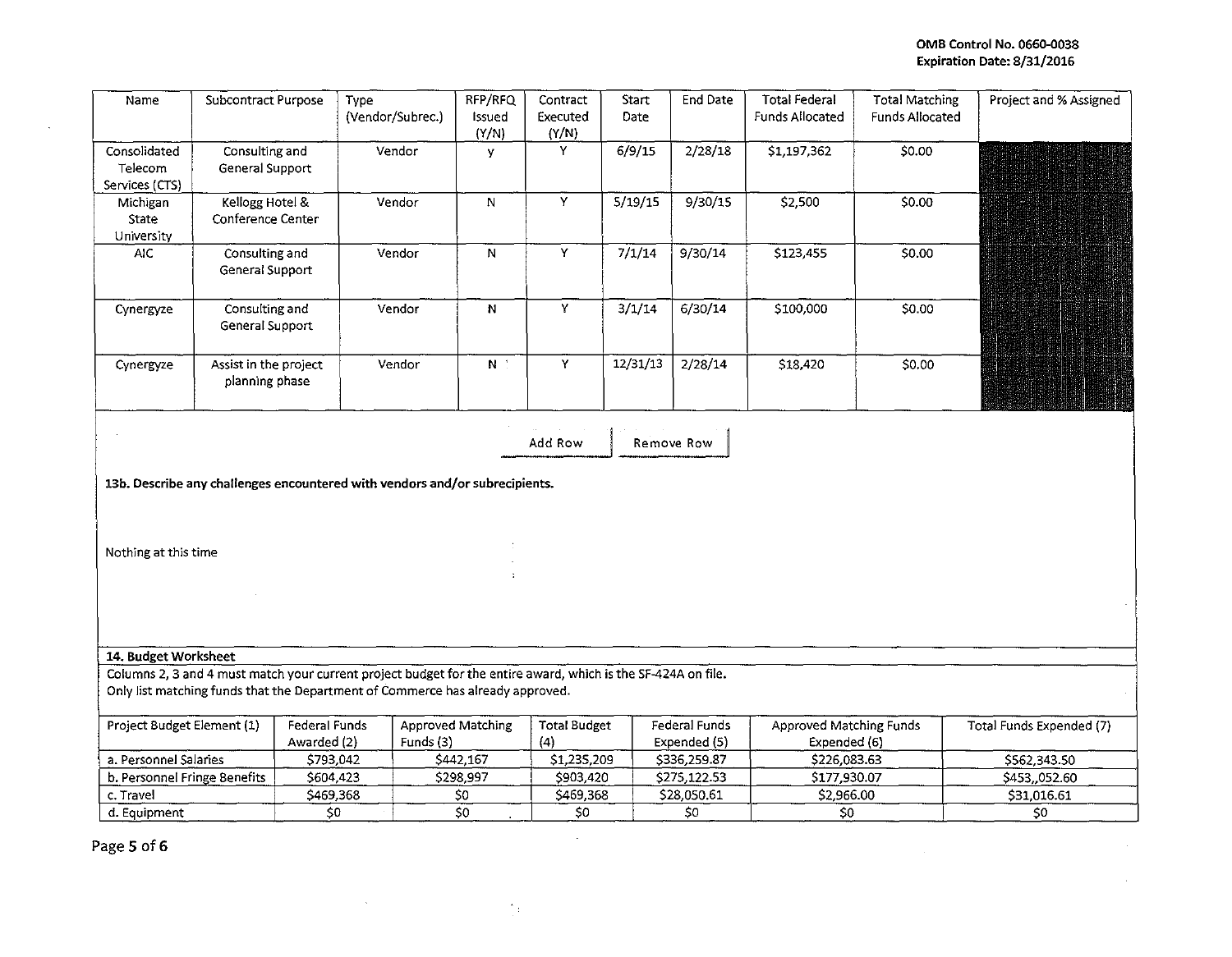OMB Control No. 0660-0038
Expiration Date: 8/31/2016

| Name | Subcontract Purpose | Type (Vendor/Subrec.) | RFP/RFQ Issued (Y/N) | Contract Executed (Y/N) | Start Date | End Date | Total Federal Funds Allocated | Total Matching Funds Allocated | Project and % Assigned |
|---|---|---|---|---|---|---|---|---|---|
| Consolidated Telecom Services (CTS) | Consulting and General Support | Vendor | y | Y | 6/9/15 | 2/28/18 | $1,197,362 | $0.00 | |
| Michigan State University | Kellogg Hotel & Conference Center | Vendor | N | Y | 5/19/15 | 9/30/15 | $2,500 | $0.00 | |
| AIC | Consulting and General Support | Vendor | N | Y | 7/1/14 | 9/30/14 | $123,455 | $0.00 | |
| Cynergyze | Consulting and General Support | Vendor | N | Y | 3/1/14 | 6/30/14 | $100,000 | $0.00 | |
| Cynergyze | Assist in the project planning phase | Vendor | N | Y | 12/31/13 | 2/28/14 | $18,420 | $0.00 | |

Add Row Remove Row

**13b. Describe any challenges encountered with vendors and/or subrecipients.**

Nothing at this time

**14. Budget Worksheet**

Columns 2, 3 and 4 must match your current project budget for the entire award, which is the SF-424A on file.
Only list matching funds that the Department of Commerce has already approved.

| Project Budget Element (1) | Federal Funds Awarded (2) | Approved Matching Funds (3) | Total Budget (4) | Federal Funds Expended (5) | Approved Matching Funds Expended (6) | Total Funds Expended (7) |
|---|---|---|---|---|---|---|
| a. Personnel Salaries | $793,042 | $442,167 | $1,235,209 | $336,259.87 | $226,083.63 | $562,343.50 |
| b. Personnel Fringe Benefits | $604,423 | $298,997 | $903,420 | $275,122.53 | $177,930.07 | $453,,052.60 |
| c. Travel | $469,368 | $0 | $469,368 | $28,050.61 | $2,966.00 | $31,016.61 |
| d. Equipment | $0 | $0 | $0 | $0 | $0 | $0 |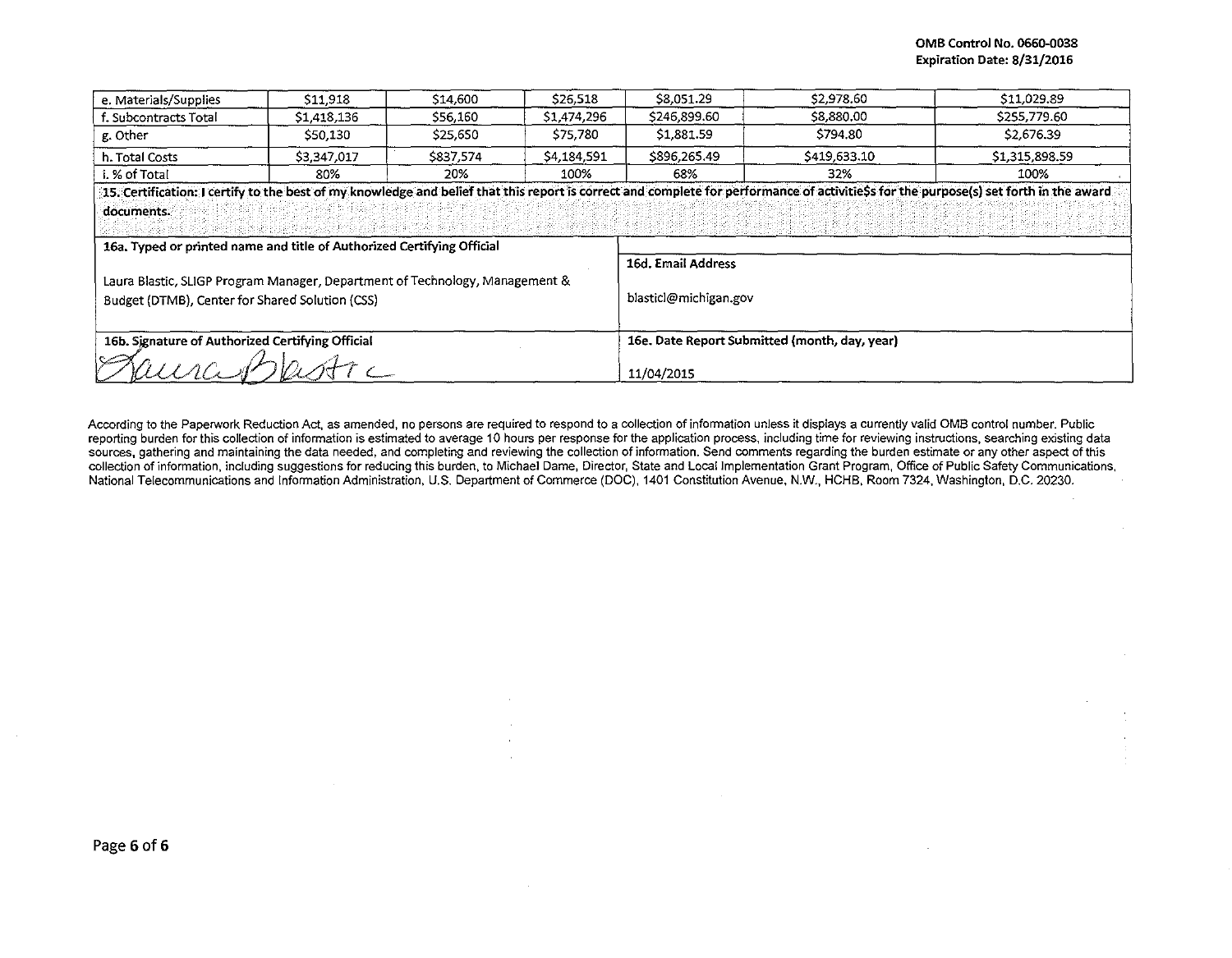| | | | | | | |
|---|---|---|---|---|---|---|
| e. Materials/Supplies | $11,918 | $14,600 | $26,518 | $8,051.29 | $2,978.60 | $11,029.89 |
| f. Subcontracts Total | $1,418,136 | $56,160 | $1,474,296 | $246,899.60 | $8,880.00 | $255,779.60 |
| g. Other | $50,130 | $25,650 | $75,780 | $1,881.59 | $794.80 | $2,676.39 |
| h. Total Costs | $3,347,017 | $837,574 | $4,184,591 | $896,265.49 | $419,633.10 | $1,315,898.59 |
| i. % of Total | 80% | 20% | 100% | 68% | 32% | 100% |

**15. Certification: I certify to the best of my knowledge and belief that this report is correct and complete for performance of activitie$s for the purpose(s) set forth in the award documents.**

| | |
|---|---|
| **16a. Typed or printed name and title of Authorized Certifying Official**<br><br>Laura Blastic, SLIGP Program Manager, Department of Technology, Management & Budget (DTMB), Center for Shared Solution (CSS) | **16d. Email Address**<br><br>blasticl@michigan.gov |
| **16b. Signature of Authorized Certifying Official**<br><br>Laura Blastic | **16e. Date Report Submitted (month, day, year)**<br><br>11/04/2015 |

According to the Paperwork Reduction Act, as amended, no persons are required to respond to a collection of information unless it displays a currently valid OMB control number. Public reporting burden for this collection of information is estimated to average 10 hours per response for the application process, including time for reviewing instructions, searching existing data sources, gathering and maintaining the data needed, and completing and reviewing the collection of information. Send comments regarding the burden estimate or any other aspect of this collection of information, including suggestions for reducing this burden, to Michael Dame, Director, State and Local Implementation Grant Program, Office of Public Safety Communications, National Telecommunications and Information Administration, U.S. Department of Commerce (DOC), 1401 Constitution Avenue, N.W., HCHB, Room 7324, Washington, D.C. 20230.